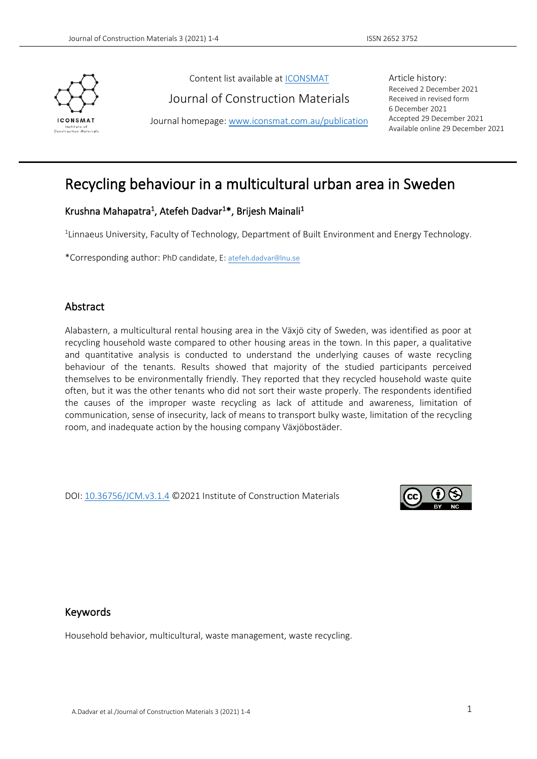Content list available at ICONSMAT

Journal of Construction Materials

Journal homepage: www.iconsmat.com.au/publication

Article history:
Received 2 December 2021
Received in revised form
6 December 2021
Accepted 29 December 2021
Available online 29 December 2021

# Recycling behaviour in a multicultural urban area in Sweden

Krushna Mahapatra[1], Atefeh Dadvar[1]*, Brijesh Mainali[1]

[1]Linnaeus University, Faculty of Technology, Department of Built Environment and Energy Technology.

*Corresponding author: PhD candidate, E: atefeh.dadvar@lnu.se

## Abstract

Alabastern, a multicultural rental housing area in the Växjö city of Sweden, was identified as poor at recycling household waste compared to other housing areas in the town. In this paper, a qualitative and quantitative analysis is conducted to understand the underlying causes of waste recycling behaviour of the tenants. Results showed that majority of the studied participants perceived themselves to be environmentally friendly. They reported that they recycled household waste quite often, but it was the other tenants who did not sort their waste properly. The respondents identified the causes of the improper waste recycling as lack of attitude and awareness, limitation of communication, sense of insecurity, lack of means to transport bulky waste, limitation of the recycling room, and inadequate action by the housing company Växjöbostäder.

DOI: 10.36756/JCM.v3.1.4 ©2021 Institute of Construction Materials

## Keywords

Household behavior, multicultural, waste management, waste recycling.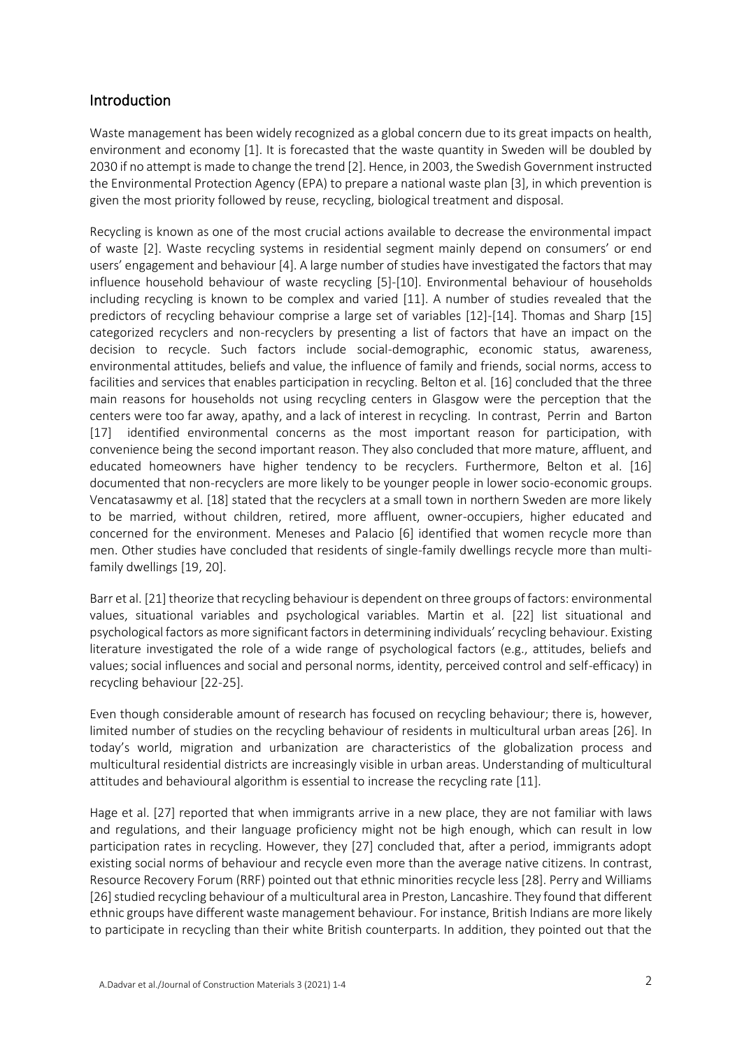## Introduction

Waste management has been widely recognized as a global concern due to its great impacts on health, environment and economy [1]. It is forecasted that the waste quantity in Sweden will be doubled by 2030 if no attempt is made to change the trend [2]. Hence, in 2003, the Swedish Government instructed the Environmental Protection Agency (EPA) to prepare a national waste plan [3], in which prevention is given the most priority followed by reuse, recycling, biological treatment and disposal.

Recycling is known as one of the most crucial actions available to decrease the environmental impact of waste [2]. Waste recycling systems in residential segment mainly depend on consumers' or end users' engagement and behaviour [4]. A large number of studies have investigated the factors that may influence household behaviour of waste recycling [5]-[10]. Environmental behaviour of households including recycling is known to be complex and varied [11]. A number of studies revealed that the predictors of recycling behaviour comprise a large set of variables [12]-[14]. Thomas and Sharp [15] categorized recyclers and non-recyclers by presenting a list of factors that have an impact on the decision to recycle. Such factors include social-demographic, economic status, awareness, environmental attitudes, beliefs and value, the influence of family and friends, social norms, access to facilities and services that enables participation in recycling. Belton et al. [16] concluded that the three main reasons for households not using recycling centers in Glasgow were the perception that the centers were too far away, apathy, and a lack of interest in recycling. In contrast, Perrin and Barton [17] identified environmental concerns as the most important reason for participation, with convenience being the second important reason. They also concluded that more mature, affluent, and educated homeowners have higher tendency to be recyclers. Furthermore, Belton et al. [16] documented that non-recyclers are more likely to be younger people in lower socio-economic groups. Vencatasawmy et al. [18] stated that the recyclers at a small town in northern Sweden are more likely to be married, without children, retired, more affluent, owner-occupiers, higher educated and concerned for the environment. Meneses and Palacio [6] identified that women recycle more than men. Other studies have concluded that residents of single-family dwellings recycle more than multi-family dwellings [19, 20].

Barr et al. [21] theorize that recycling behaviour is dependent on three groups of factors: environmental values, situational variables and psychological variables. Martin et al. [22] list situational and psychological factors as more significant factors in determining individuals' recycling behaviour. Existing literature investigated the role of a wide range of psychological factors (e.g., attitudes, beliefs and values; social influences and social and personal norms, identity, perceived control and self-efficacy) in recycling behaviour [22-25].

Even though considerable amount of research has focused on recycling behaviour; there is, however, limited number of studies on the recycling behaviour of residents in multicultural urban areas [26]. In today's world, migration and urbanization are characteristics of the globalization process and multicultural residential districts are increasingly visible in urban areas. Understanding of multicultural attitudes and behavioural algorithm is essential to increase the recycling rate [11].

Hage et al. [27] reported that when immigrants arrive in a new place, they are not familiar with laws and regulations, and their language proficiency might not be high enough, which can result in low participation rates in recycling. However, they [27] concluded that, after a period, immigrants adopt existing social norms of behaviour and recycle even more than the average native citizens. In contrast, Resource Recovery Forum (RRF) pointed out that ethnic minorities recycle less [28]. Perry and Williams [26] studied recycling behaviour of a multicultural area in Preston, Lancashire. They found that different ethnic groups have different waste management behaviour. For instance, British Indians are more likely to participate in recycling than their white British counterparts. In addition, they pointed out that the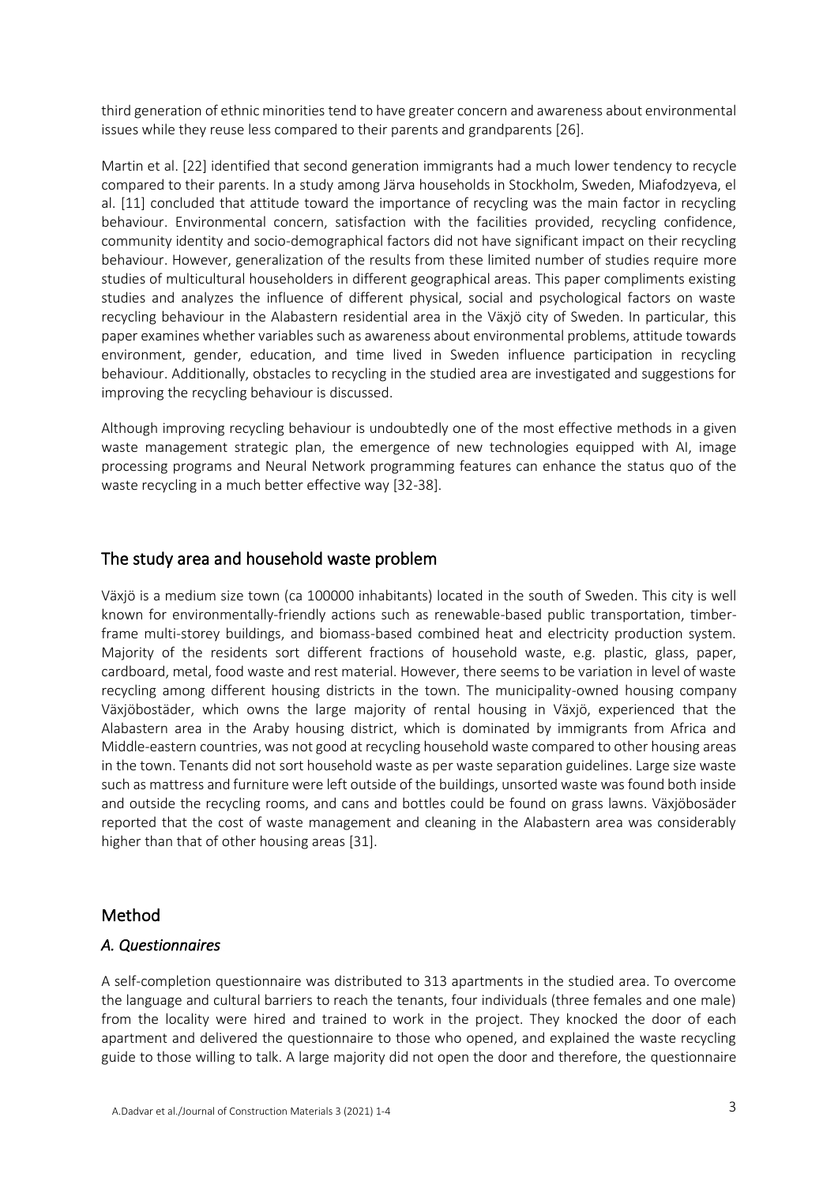third generation of ethnic minorities tend to have greater concern and awareness about environmental issues while they reuse less compared to their parents and grandparents [26].

Martin et al. [22] identified that second generation immigrants had a much lower tendency to recycle compared to their parents. In a study among Järva households in Stockholm, Sweden, Miafodzyeva, el al. [11] concluded that attitude toward the importance of recycling was the main factor in recycling behaviour. Environmental concern, satisfaction with the facilities provided, recycling confidence, community identity and socio-demographical factors did not have significant impact on their recycling behaviour. However, generalization of the results from these limited number of studies require more studies of multicultural householders in different geographical areas. This paper compliments existing studies and analyzes the influence of different physical, social and psychological factors on waste recycling behaviour in the Alabastern residential area in the Växjö city of Sweden. In particular, this paper examines whether variables such as awareness about environmental problems, attitude towards environment, gender, education, and time lived in Sweden influence participation in recycling behaviour. Additionally, obstacles to recycling in the studied area are investigated and suggestions for improving the recycling behaviour is discussed.

Although improving recycling behaviour is undoubtedly one of the most effective methods in a given waste management strategic plan, the emergence of new technologies equipped with AI, image processing programs and Neural Network programming features can enhance the status quo of the waste recycling in a much better effective way [32-38].

## The study area and household waste problem

Växjö is a medium size town (ca 100000 inhabitants) located in the south of Sweden. This city is well known for environmentally-friendly actions such as renewable-based public transportation, timber-frame multi-storey buildings, and biomass-based combined heat and electricity production system. Majority of the residents sort different fractions of household waste, e.g. plastic, glass, paper, cardboard, metal, food waste and rest material. However, there seems to be variation in level of waste recycling among different housing districts in the town. The municipality-owned housing company Växjöbostäder, which owns the large majority of rental housing in Växjö, experienced that the Alabastern area in the Araby housing district, which is dominated by immigrants from Africa and Middle-eastern countries, was not good at recycling household waste compared to other housing areas in the town. Tenants did not sort household waste as per waste separation guidelines. Large size waste such as mattress and furniture were left outside of the buildings, unsorted waste was found both inside and outside the recycling rooms, and cans and bottles could be found on grass lawns. Växjöbosäder reported that the cost of waste management and cleaning in the Alabastern area was considerably higher than that of other housing areas [31].

## Method

### *A. Questionnaires*

A self-completion questionnaire was distributed to 313 apartments in the studied area. To overcome the language and cultural barriers to reach the tenants, four individuals (three females and one male) from the locality were hired and trained to work in the project. They knocked the door of each apartment and delivered the questionnaire to those who opened, and explained the waste recycling guide to those willing to talk. A large majority did not open the door and therefore, the questionnaire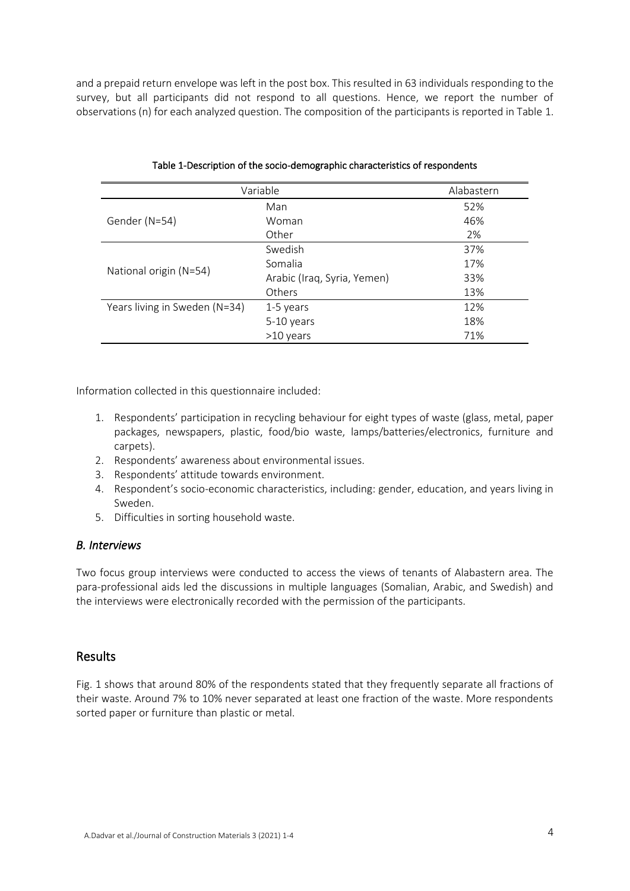and a prepaid return envelope was left in the post box. This resulted in 63 individuals responding to the survey, but all participants did not respond to all questions. Hence, we report the number of observations (n) for each analyzed question. The composition of the participants is reported in Table 1.

Table 1-Description of the socio-demographic characteristics of respondents

| Variable | | Alabastern |
|---|---|---|
| Gender (N=54) | Man | 52% |
| | Woman | 46% |
| | Other | 2% |
| National origin (N=54) | Swedish | 37% |
| | Somalia | 17% |
| | Arabic (Iraq, Syria, Yemen) | 33% |
| | Others | 13% |
| Years living in Sweden (N=34) | 1-5 years | 12% |
| | 5-10 years | 18% |
| | >10 years | 71% |

Information collected in this questionnaire included:

1. Respondents' participation in recycling behaviour for eight types of waste (glass, metal, paper packages, newspapers, plastic, food/bio waste, lamps/batteries/electronics, furniture and carpets).
2. Respondents' awareness about environmental issues.
3. Respondents' attitude towards environment.
4. Respondent's socio-economic characteristics, including: gender, education, and years living in Sweden.
5. Difficulties in sorting household waste.

### *B. Interviews*

Two focus group interviews were conducted to access the views of tenants of Alabastern area. The para-professional aids led the discussions in multiple languages (Somalian, Arabic, and Swedish) and the interviews were electronically recorded with the permission of the participants.

## Results

Fig. 1 shows that around 80% of the respondents stated that they frequently separate all fractions of their waste. Around 7% to 10% never separated at least one fraction of the waste. More respondents sorted paper or furniture than plastic or metal.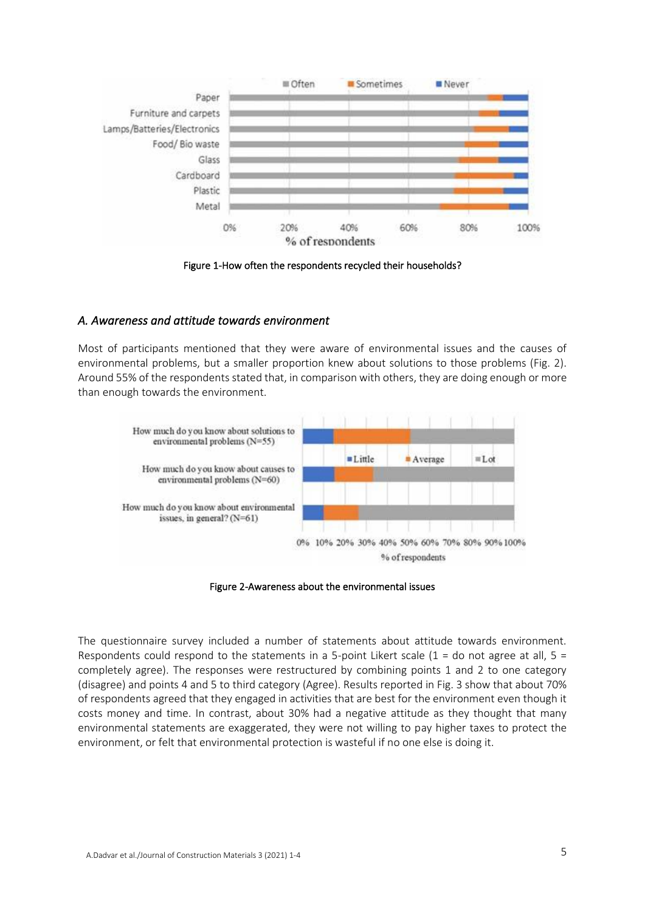Figure 1-How often the respondents recycled their households?

### *A. Awareness and attitude towards environment*

Most of participants mentioned that they were aware of environmental issues and the causes of environmental problems, but a smaller proportion knew about solutions to those problems (Fig. 2). Around 55% of the respondents stated that, in comparison with others, they are doing enough or more than enough towards the environment.

Figure 2-Awareness about the environmental issues

The questionnaire survey included a number of statements about attitude towards environment. Respondents could respond to the statements in a 5-point Likert scale (1 = do not agree at all, 5 = completely agree). The responses were restructured by combining points 1 and 2 to one category (disagree) and points 4 and 5 to third category (Agree). Results reported in Fig. 3 show that about 70% of respondents agreed that they engaged in activities that are best for the environment even though it costs money and time. In contrast, about 30% had a negative attitude as they thought that many environmental statements are exaggerated, they were not willing to pay higher taxes to protect the environment, or felt that environmental protection is wasteful if no one else is doing it.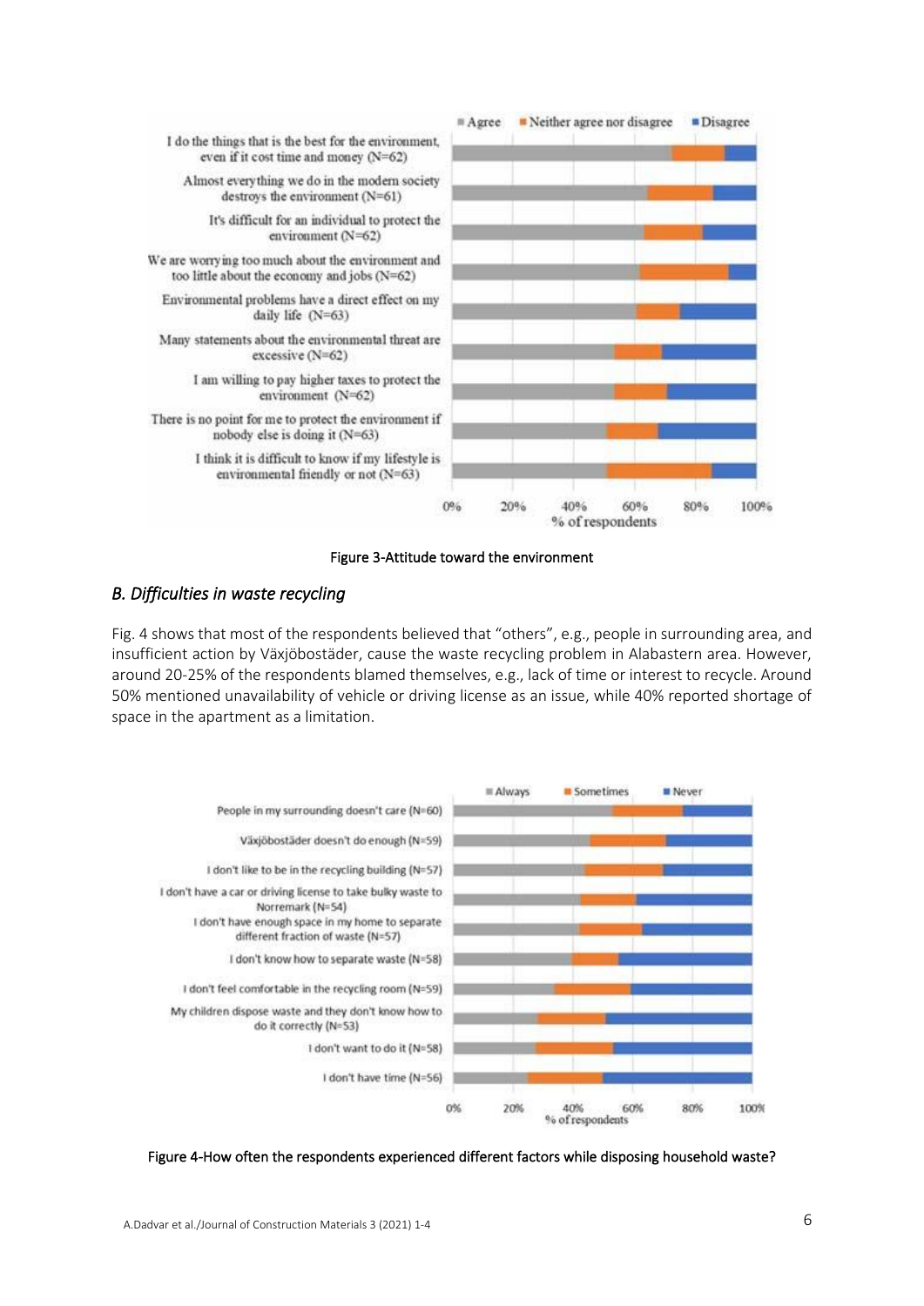Figure 3-Attitude toward the environment

## B. Difficulties in waste recycling

Fig. 4 shows that most of the respondents believed that “others”, e.g., people in surrounding area, and insufficient action by Växjöbostäder, cause the waste recycling problem in Alabastern area. However, around 20-25% of the respondents blamed themselves, e.g., lack of time or interest to recycle. Around 50% mentioned unavailability of vehicle or driving license as an issue, while 40% reported shortage of space in the apartment as a limitation.

Figure 4-How often the respondents experienced different factors while disposing household waste?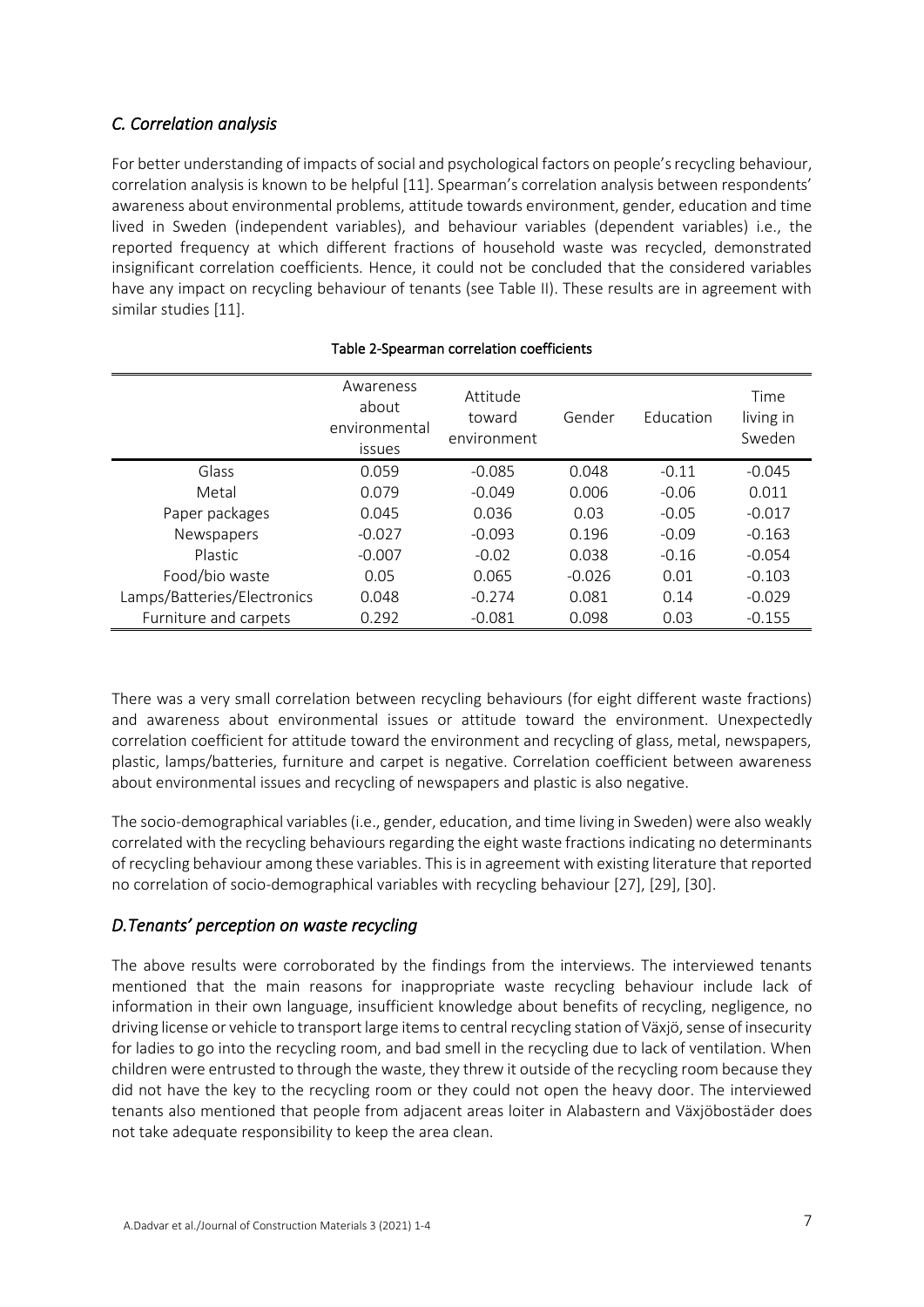### *C. Correlation analysis*

For better understanding of impacts of social and psychological factors on people's recycling behaviour, correlation analysis is known to be helpful [11]. Spearman's correlation analysis between respondents' awareness about environmental problems, attitude towards environment, gender, education and time lived in Sweden (independent variables), and behaviour variables (dependent variables) i.e., the reported frequency at which different fractions of household waste was recycled, demonstrated insignificant correlation coefficients. Hence, it could not be concluded that the considered variables have any impact on recycling behaviour of tenants (see Table II). These results are in agreement with similar studies [11].

**Table 2-Spearman correlation coefficients**

| | Awareness about environmental issues | Attitude toward environment | Gender | Education | Time living in Sweden |
|---|---|---|---|---|---|
| Glass | 0.059 | -0.085 | 0.048 | -0.11 | -0.045 |
| Metal | 0.079 | -0.049 | 0.006 | -0.06 | 0.011 |
| Paper packages | 0.045 | 0.036 | 0.03 | -0.05 | -0.017 |
| Newspapers | -0.027 | -0.093 | 0.196 | -0.09 | -0.163 |
| Plastic | -0.007 | -0.02 | 0.038 | -0.16 | -0.054 |
| Food/bio waste | 0.05 | 0.065 | -0.026 | 0.01 | -0.103 |
| Lamps/Batteries/Electronics | 0.048 | -0.274 | 0.081 | 0.14 | -0.029 |
| Furniture and carpets | 0.292 | -0.081 | 0.098 | 0.03 | -0.155 |

There was a very small correlation between recycling behaviours (for eight different waste fractions) and awareness about environmental issues or attitude toward the environment. Unexpectedly correlation coefficient for attitude toward the environment and recycling of glass, metal, newspapers, plastic, lamps/batteries, furniture and carpet is negative. Correlation coefficient between awareness about environmental issues and recycling of newspapers and plastic is also negative.

The socio-demographical variables (i.e., gender, education, and time living in Sweden) were also weakly correlated with the recycling behaviours regarding the eight waste fractions indicating no determinants of recycling behaviour among these variables. This is in agreement with existing literature that reported no correlation of socio-demographical variables with recycling behaviour [27], [29], [30].

### *D.Tenants' perception on waste recycling*

The above results were corroborated by the findings from the interviews. The interviewed tenants mentioned that the main reasons for inappropriate waste recycling behaviour include lack of information in their own language, insufficient knowledge about benefits of recycling, negligence, no driving license or vehicle to transport large items to central recycling station of Växjö, sense of insecurity for ladies to go into the recycling room, and bad smell in the recycling due to lack of ventilation. When children were entrusted to through the waste, they threw it outside of the recycling room because they did not have the key to the recycling room or they could not open the heavy door. The interviewed tenants also mentioned that people from adjacent areas loiter in Alabastern and Växjöbostäder does not take adequate responsibility to keep the area clean.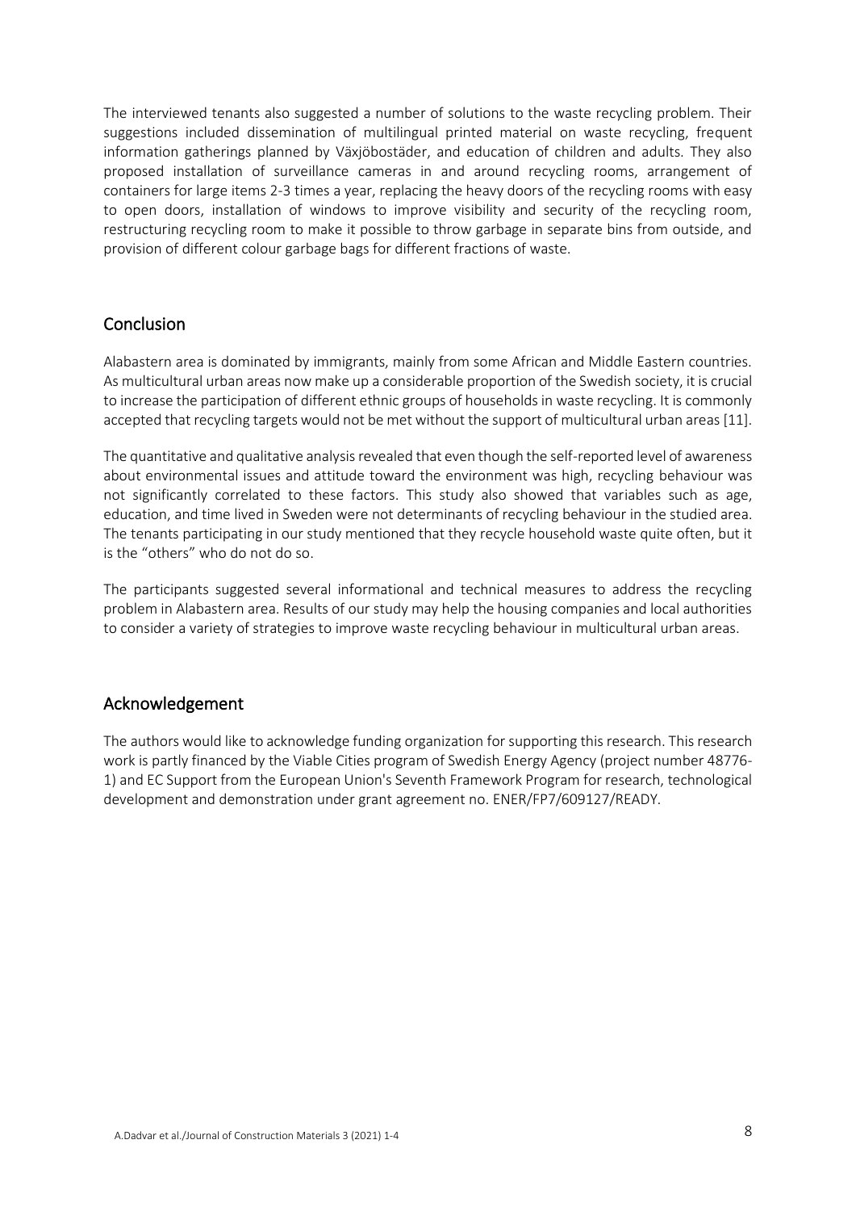The interviewed tenants also suggested a number of solutions to the waste recycling problem. Their suggestions included dissemination of multilingual printed material on waste recycling, frequent information gatherings planned by Växjöbostäder, and education of children and adults. They also proposed installation of surveillance cameras in and around recycling rooms, arrangement of containers for large items 2-3 times a year, replacing the heavy doors of the recycling rooms with easy to open doors, installation of windows to improve visibility and security of the recycling room, restructuring recycling room to make it possible to throw garbage in separate bins from outside, and provision of different colour garbage bags for different fractions of waste.

## Conclusion

Alabastern area is dominated by immigrants, mainly from some African and Middle Eastern countries. As multicultural urban areas now make up a considerable proportion of the Swedish society, it is crucial to increase the participation of different ethnic groups of households in waste recycling. It is commonly accepted that recycling targets would not be met without the support of multicultural urban areas [11].

The quantitative and qualitative analysis revealed that even though the self-reported level of awareness about environmental issues and attitude toward the environment was high, recycling behaviour was not significantly correlated to these factors. This study also showed that variables such as age, education, and time lived in Sweden were not determinants of recycling behaviour in the studied area. The tenants participating in our study mentioned that they recycle household waste quite often, but it is the "others" who do not do so.

The participants suggested several informational and technical measures to address the recycling problem in Alabastern area. Results of our study may help the housing companies and local authorities to consider a variety of strategies to improve waste recycling behaviour in multicultural urban areas.

## Acknowledgement

The authors would like to acknowledge funding organization for supporting this research. This research work is partly financed by the Viable Cities program of Swedish Energy Agency (project number 48776-1) and EC Support from the European Union's Seventh Framework Program for research, technological development and demonstration under grant agreement no. ENER/FP7/609127/READY.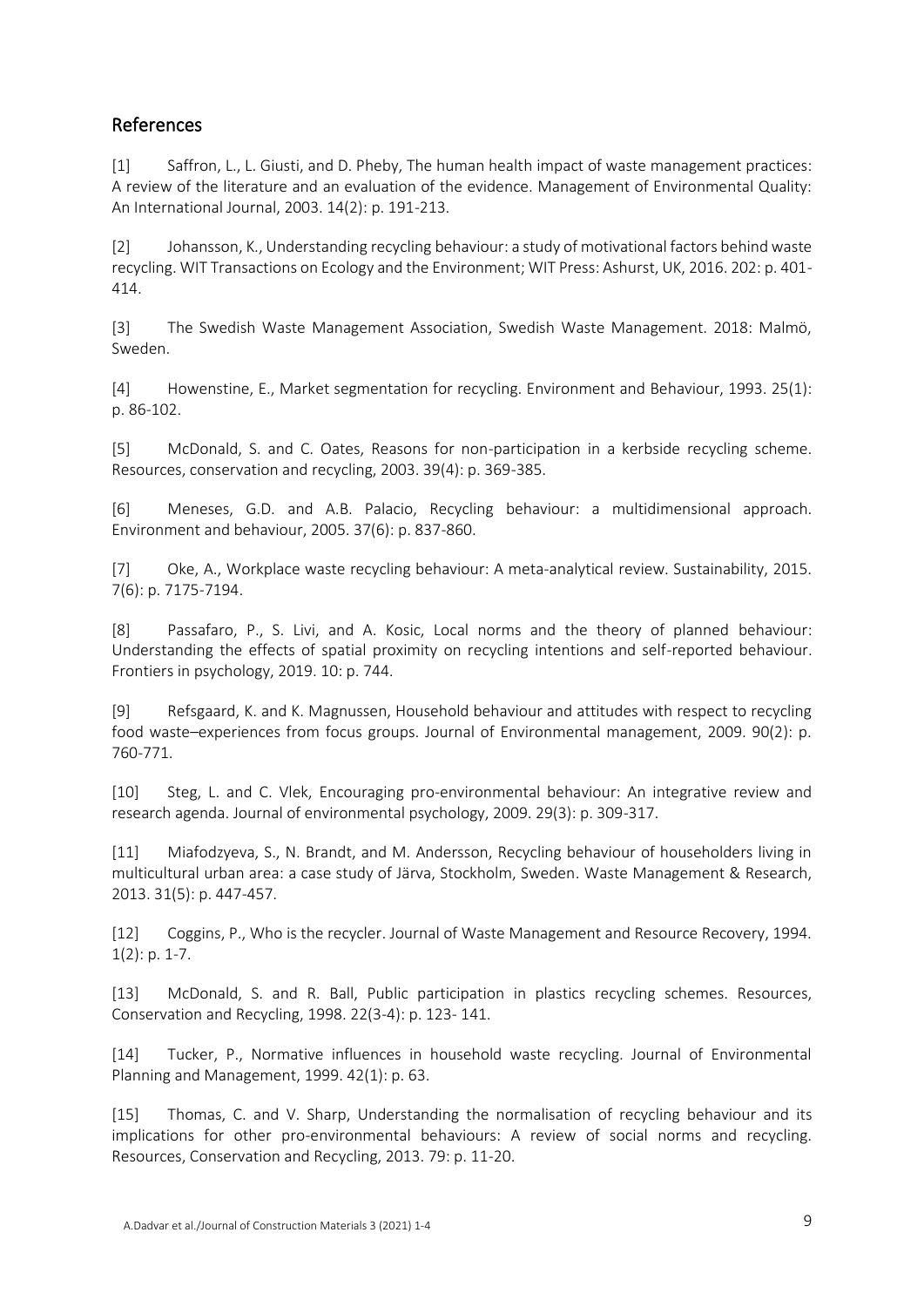## References

[1] Saffron, L., L. Giusti, and D. Pheby, The human health impact of waste management practices: A review of the literature and an evaluation of the evidence. Management of Environmental Quality: An International Journal, 2003. 14(2): p. 191-213.

[2] Johansson, K., Understanding recycling behaviour: a study of motivational factors behind waste recycling. WIT Transactions on Ecology and the Environment; WIT Press: Ashurst, UK, 2016. 202: p. 401-414.

[3] The Swedish Waste Management Association, Swedish Waste Management. 2018: Malmö, Sweden.

[4] Howenstine, E., Market segmentation for recycling. Environment and Behaviour, 1993. 25(1): p. 86-102.

[5] McDonald, S. and C. Oates, Reasons for non-participation in a kerbside recycling scheme. Resources, conservation and recycling, 2003. 39(4): p. 369-385.

[6] Meneses, G.D. and A.B. Palacio, Recycling behaviour: a multidimensional approach. Environment and behaviour, 2005. 37(6): p. 837-860.

[7] Oke, A., Workplace waste recycling behaviour: A meta-analytical review. Sustainability, 2015. 7(6): p. 7175-7194.

[8] Passafaro, P., S. Livi, and A. Kosic, Local norms and the theory of planned behaviour: Understanding the effects of spatial proximity on recycling intentions and self-reported behaviour. Frontiers in psychology, 2019. 10: p. 744.

[9] Refsgaard, K. and K. Magnussen, Household behaviour and attitudes with respect to recycling food waste–experiences from focus groups. Journal of Environmental management, 2009. 90(2): p. 760-771.

[10] Steg, L. and C. Vlek, Encouraging pro-environmental behaviour: An integrative review and research agenda. Journal of environmental psychology, 2009. 29(3): p. 309-317.

[11] Miafodzyeva, S., N. Brandt, and M. Andersson, Recycling behaviour of householders living in multicultural urban area: a case study of Järva, Stockholm, Sweden. Waste Management & Research, 2013. 31(5): p. 447-457.

[12] Coggins, P., Who is the recycler. Journal of Waste Management and Resource Recovery, 1994. 1(2): p. 1-7.

[13] McDonald, S. and R. Ball, Public participation in plastics recycling schemes. Resources, Conservation and Recycling, 1998. 22(3-4): p. 123- 141.

[14] Tucker, P., Normative influences in household waste recycling. Journal of Environmental Planning and Management, 1999. 42(1): p. 63.

[15] Thomas, C. and V. Sharp, Understanding the normalisation of recycling behaviour and its implications for other pro-environmental behaviours: A review of social norms and recycling. Resources, Conservation and Recycling, 2013. 79: p. 11-20.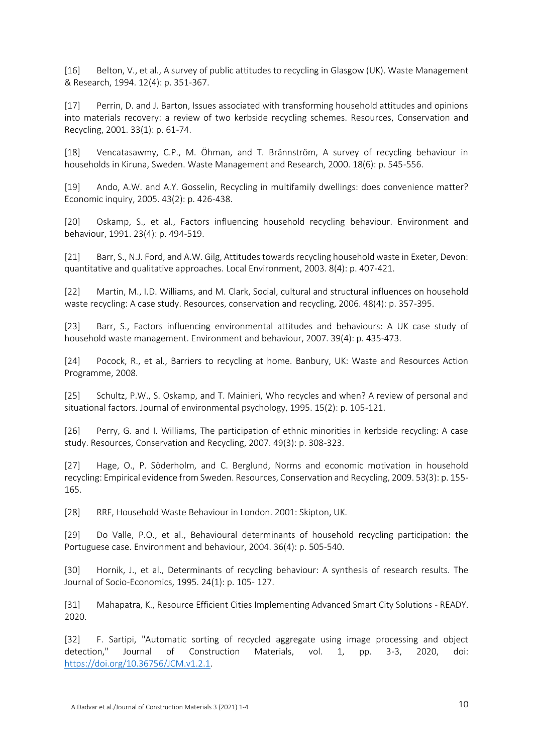[16] Belton, V., et al., A survey of public attitudes to recycling in Glasgow (UK). Waste Management & Research, 1994. 12(4): p. 351-367.

[17] Perrin, D. and J. Barton, Issues associated with transforming household attitudes and opinions into materials recovery: a review of two kerbside recycling schemes. Resources, Conservation and Recycling, 2001. 33(1): p. 61-74.

[18] Vencatasawmy, C.P., M. Öhman, and T. Brännström, A survey of recycling behaviour in households in Kiruna, Sweden. Waste Management and Research, 2000. 18(6): p. 545-556.

[19] Ando, A.W. and A.Y. Gosselin, Recycling in multifamily dwellings: does convenience matter? Economic inquiry, 2005. 43(2): p. 426-438.

[20] Oskamp, S., et al., Factors influencing household recycling behaviour. Environment and behaviour, 1991. 23(4): p. 494-519.

[21] Barr, S., N.J. Ford, and A.W. Gilg, Attitudes towards recycling household waste in Exeter, Devon: quantitative and qualitative approaches. Local Environment, 2003. 8(4): p. 407-421.

[22] Martin, M., I.D. Williams, and M. Clark, Social, cultural and structural influences on household waste recycling: A case study. Resources, conservation and recycling, 2006. 48(4): p. 357-395.

[23] Barr, S., Factors influencing environmental attitudes and behaviours: A UK case study of household waste management. Environment and behaviour, 2007. 39(4): p. 435-473.

[24] Pocock, R., et al., Barriers to recycling at home. Banbury, UK: Waste and Resources Action Programme, 2008.

[25] Schultz, P.W., S. Oskamp, and T. Mainieri, Who recycles and when? A review of personal and situational factors. Journal of environmental psychology, 1995. 15(2): p. 105-121.

[26] Perry, G. and I. Williams, The participation of ethnic minorities in kerbside recycling: A case study. Resources, Conservation and Recycling, 2007. 49(3): p. 308-323.

[27] Hage, O., P. Söderholm, and C. Berglund, Norms and economic motivation in household recycling: Empirical evidence from Sweden. Resources, Conservation and Recycling, 2009. 53(3): p. 155-165.

[28] RRF, Household Waste Behaviour in London. 2001: Skipton, UK.

[29] Do Valle, P.O., et al., Behavioural determinants of household recycling participation: the Portuguese case. Environment and behaviour, 2004. 36(4): p. 505-540.

[30] Hornik, J., et al., Determinants of recycling behaviour: A synthesis of research results. The Journal of Socio-Economics, 1995. 24(1): p. 105- 127.

[31] Mahapatra, K., Resource Efficient Cities Implementing Advanced Smart City Solutions - READY. 2020.

[32] F. Sartipi, "Automatic sorting of recycled aggregate using image processing and object detection," Journal of Construction Materials, vol. 1, pp. 3-3, 2020, doi: https://doi.org/10.36756/JCM.v1.2.1.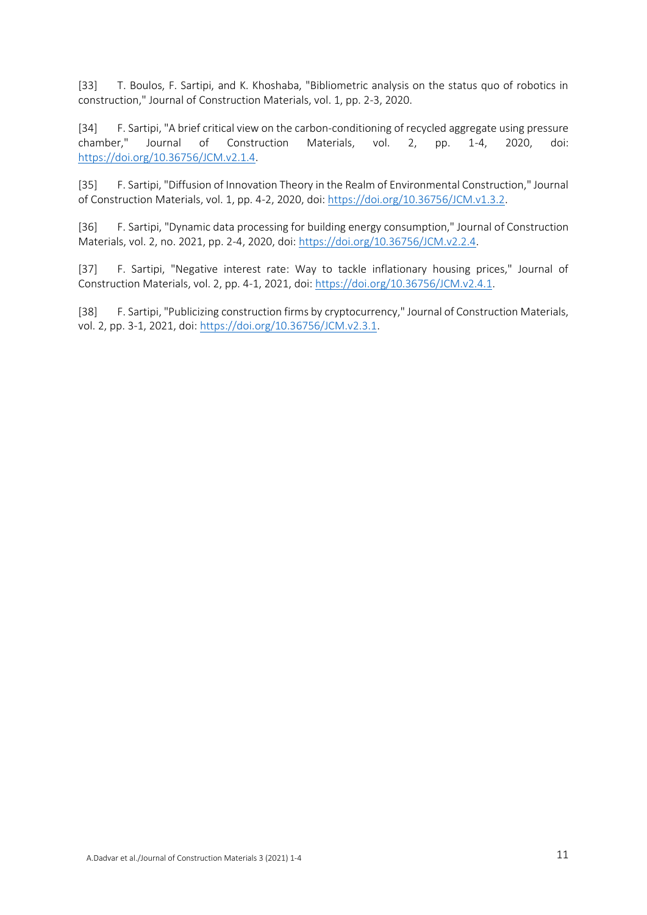[33] T. Boulos, F. Sartipi, and K. Khoshaba, "Bibliometric analysis on the status quo of robotics in construction," Journal of Construction Materials, vol. 1, pp. 2-3, 2020.

[34] F. Sartipi, "A brief critical view on the carbon-conditioning of recycled aggregate using pressure chamber," Journal of Construction Materials, vol. 2, pp. 1-4, 2020, doi: https://doi.org/10.36756/JCM.v2.1.4.

[35] F. Sartipi, "Diffusion of Innovation Theory in the Realm of Environmental Construction," Journal of Construction Materials, vol. 1, pp. 4-2, 2020, doi: https://doi.org/10.36756/JCM.v1.3.2.

[36] F. Sartipi, "Dynamic data processing for building energy consumption," Journal of Construction Materials, vol. 2, no. 2021, pp. 2-4, 2020, doi: https://doi.org/10.36756/JCM.v2.2.4.

[37] F. Sartipi, "Negative interest rate: Way to tackle inflationary housing prices," Journal of Construction Materials, vol. 2, pp. 4-1, 2021, doi: https://doi.org/10.36756/JCM.v2.4.1.

[38] F. Sartipi, "Publicizing construction firms by cryptocurrency," Journal of Construction Materials, vol. 2, pp. 3-1, 2021, doi: https://doi.org/10.36756/JCM.v2.3.1.